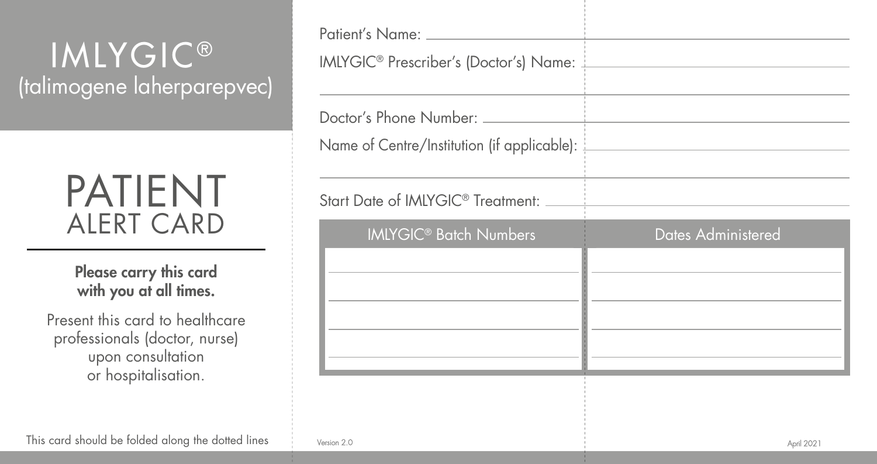# IMLYGIC®
(talimogene laherparepvec)

# PATIENT
## ALERT CARD

**Please carry this card with you at all times.**

Present this card to healthcare professionals (doctor, nurse) upon consultation or hospitalisation.

This card should be folded along the dotted lines

Patient's Name: ______________________________

IMLYGIC® Prescriber's (Doctor's) Name: ______________________________

______________________________

Doctor's Phone Number: ______________________________

Name of Centre/Institution (if applicable): ______________________________

______________________________

Start Date of IMLYGIC® Treatment: ______________________________

| IMLYGIC® Batch Numbers | Dates Administered |
|---|---|
| | |
| | |
| | |
| | |

Version 2.0

April 2021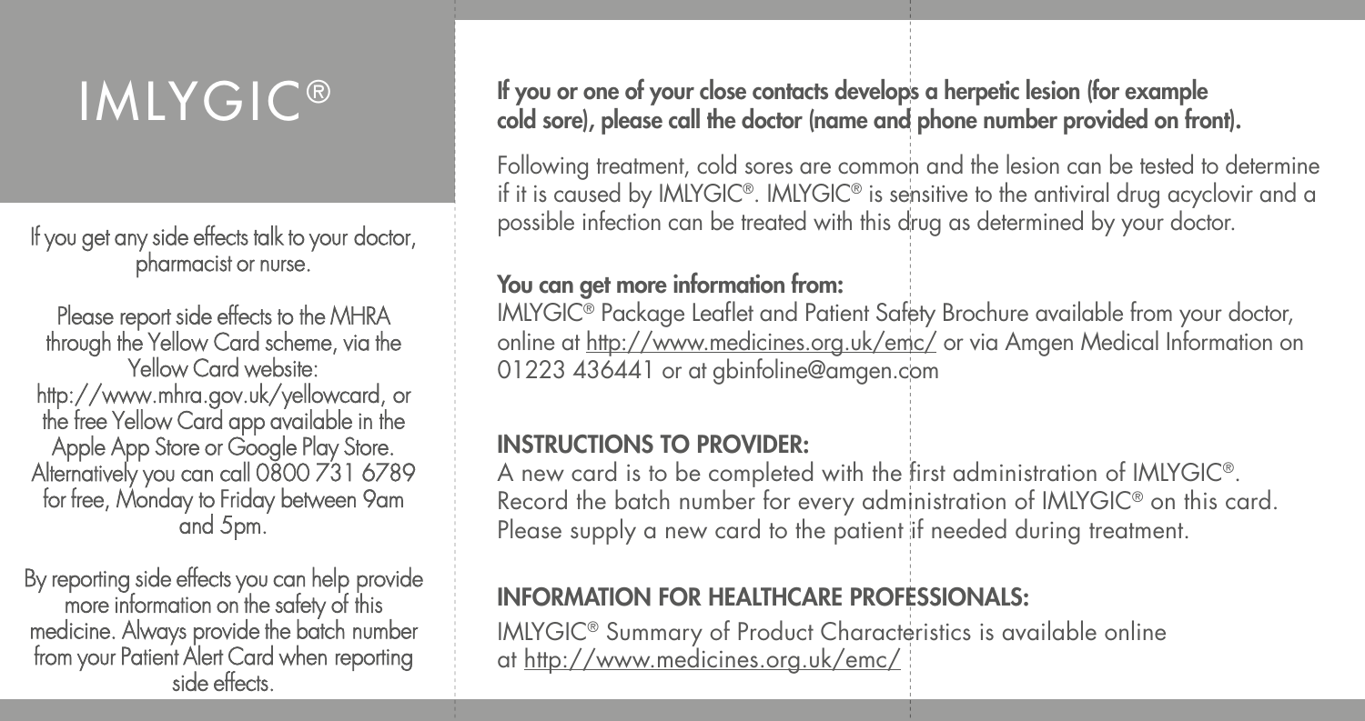# IMLYGIC®

If you get any side effects talk to your doctor, pharmacist or nurse.

Please report side effects to the MHRA through the Yellow Card scheme, via the Yellow Card website: http://www.mhra.gov.uk/yellowcard, or the free Yellow Card app available in the Apple App Store or Google Play Store. Alternatively you can call 0800 731 6789 for free, Monday to Friday between 9am and 5pm.

By reporting side effects you can help provide more information on the safety of this medicine. Always provide the batch number from your Patient Alert Card when reporting side effects.

**If you or one of your close contacts develops a herpetic lesion (for example cold sore), please call the doctor (name and phone number provided on front).**

Following treatment, cold sores are common and the lesion can be tested to determine if it is caused by IMLYGIC®. IMLYGIC® is sensitive to the antiviral drug acyclovir and a possible infection can be treated with this drug as determined by your doctor.

**You can get more information from:**

IMLYGIC® Package Leaflet and Patient Safety Brochure available from your doctor, online at http://www.medicines.org.uk/emc/ or via Amgen Medical Information on 01223 436441 or at gbinfoline@amgen.com

## INSTRUCTIONS TO PROVIDER:

A new card is to be completed with the first administration of IMLYGIC®. Record the batch number for every administration of IMLYGIC® on this card. Please supply a new card to the patient if needed during treatment.

## INFORMATION FOR HEALTHCARE PROFESSIONALS:

IMLYGIC® Summary of Product Characteristics is available online at http://www.medicines.org.uk/emc/